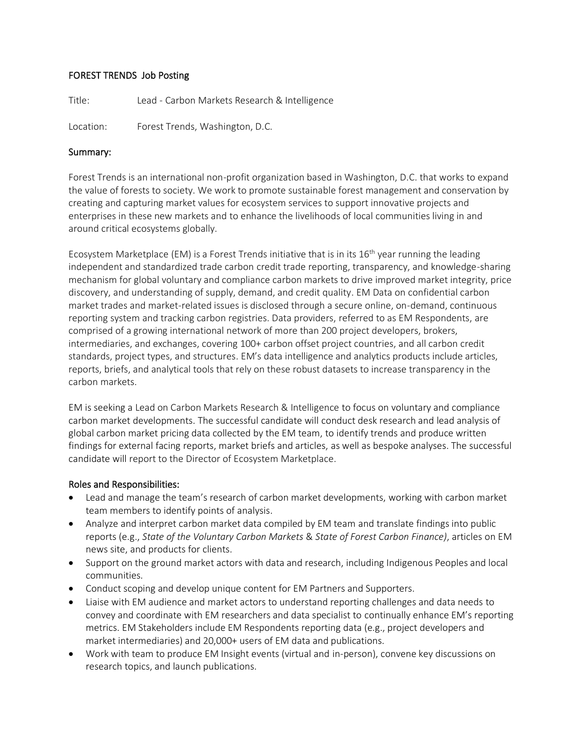## FOREST TRENDS Job Posting

Title: Lead - Carbon Markets Research & Intelligence

Location: Forest Trends, Washington, D.C.

### Summary:

Forest Trends is an international non-profit organization based in Washington, D.C. that works to expand the value of forests to society. We work to promote sustainable forest management and conservation by creating and capturing market values for ecosystem services to support innovative projects and enterprises in these new markets and to enhance the livelihoods of local communities living in and around critical ecosystems globally.

Ecosystem Marketplace (EM) is a Forest Trends initiative that is in its 16th year running the leading independent and standardized trade carbon credit trade reporting, transparency, and knowledge-sharing mechanism for global voluntary and compliance carbon markets to drive improved market integrity, price discovery, and understanding of supply, demand, and credit quality. EM Data on confidential carbon market trades and market-related issues is disclosed through a secure online, on-demand, continuous reporting system and tracking carbon registries. Data providers, referred to as EM Respondents, are comprised of a growing international network of more than 200 project developers, brokers, intermediaries, and exchanges, covering 100+ carbon offset project countries, and all carbon credit standards, project types, and structures. EM's data intelligence and analytics products include articles, reports, briefs, and analytical tools that rely on these robust datasets to increase transparency in the carbon markets.

EM is seeking a Lead on Carbon Markets Research & Intelligence to focus on voluntary and compliance carbon market developments. The successful candidate will conduct desk research and lead analysis of global carbon market pricing data collected by the EM team, to identify trends and produce written findings for external facing reports, market briefs and articles, as well as bespoke analyses. The successful candidate will report to the Director of Ecosystem Marketplace.

### Roles and Responsibilities:

- Lead and manage the team's research of carbon market developments, working with carbon market team members to identify points of analysis.
- Analyze and interpret carbon market data compiled by EM team and translate findings into public reports (e.g., *State of the Voluntary Carbon Markets* & *State of Forest Carbon Finance)*, articles on EM news site, and products for clients.
- Support on the ground market actors with data and research, including Indigenous Peoples and local communities.
- Conduct scoping and develop unique content for EM Partners and Supporters.
- Liaise with EM audience and market actors to understand reporting challenges and data needs to convey and coordinate with EM researchers and data specialist to continually enhance EM's reporting metrics. EM Stakeholders include EM Respondents reporting data (e.g., project developers and market intermediaries) and 20,000+ users of EM data and publications.
- Work with team to produce EM Insight events (virtual and in-person), convene key discussions on research topics, and launch publications.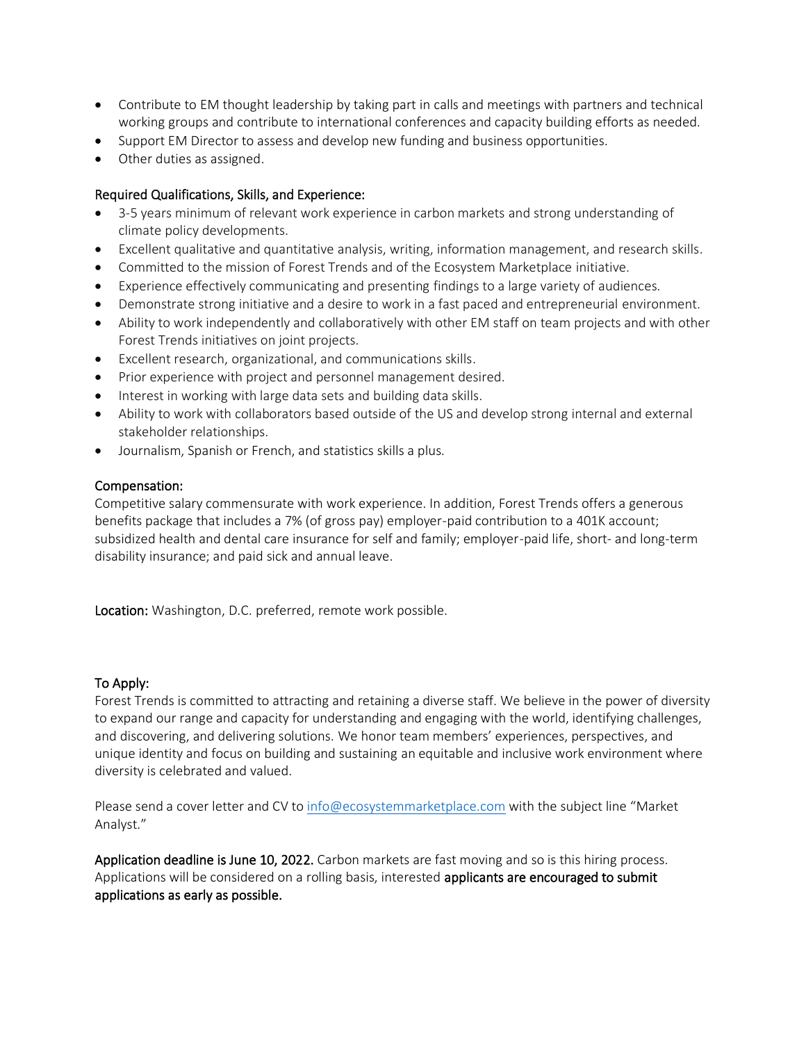- Contribute to EM thought leadership by taking part in calls and meetings with partners and technical working groups and contribute to international conferences and capacity building efforts as needed.
- Support EM Director to assess and develop new funding and business opportunities.
- Other duties as assigned.

## Required Qualifications, Skills, and Experience:

- 3-5 years minimum of relevant work experience in carbon markets and strong understanding of climate policy developments.
- Excellent qualitative and quantitative analysis, writing, information management, and research skills.
- Committed to the mission of Forest Trends and of the Ecosystem Marketplace initiative.
- Experience effectively communicating and presenting findings to a large variety of audiences.
- Demonstrate strong initiative and a desire to work in a fast paced and entrepreneurial environment.
- Ability to work independently and collaboratively with other EM staff on team projects and with other Forest Trends initiatives on joint projects.
- Excellent research, organizational, and communications skills.
- Prior experience with project and personnel management desired.
- Interest in working with large data sets and building data skills.
- Ability to work with collaborators based outside of the US and develop strong internal and external stakeholder relationships.
- Journalism, Spanish or French, and statistics skills a plus.

## Compensation:

Competitive salary commensurate with work experience. In addition, Forest Trends offers a generous benefits package that includes a 7% (of gross pay) employer-paid contribution to a 401K account; subsidized health and dental care insurance for self and family; employer-paid life, short- and long-term disability insurance; and paid sick and annual leave.

**Location:** Washington, D.C. preferred, remote work possible.

## To Apply:

Forest Trends is committed to attracting and retaining a diverse staff. We believe in the power of diversity to expand our range and capacity for understanding and engaging with the world, identifying challenges, and discovering, and delivering solutions. We honor team members' experiences, perspectives, and unique identity and focus on building and sustaining an equitable and inclusive work environment where diversity is celebrated and valued.

Please send a cover letter and CV to info@ecosystemmarketplace.com with the subject line "Market Analyst."

**Application deadline is June 10, 2022.** Carbon markets are fast moving and so is this hiring process. Applications will be considered on a rolling basis, interested **applicants are encouraged to submit applications as early as possible.**